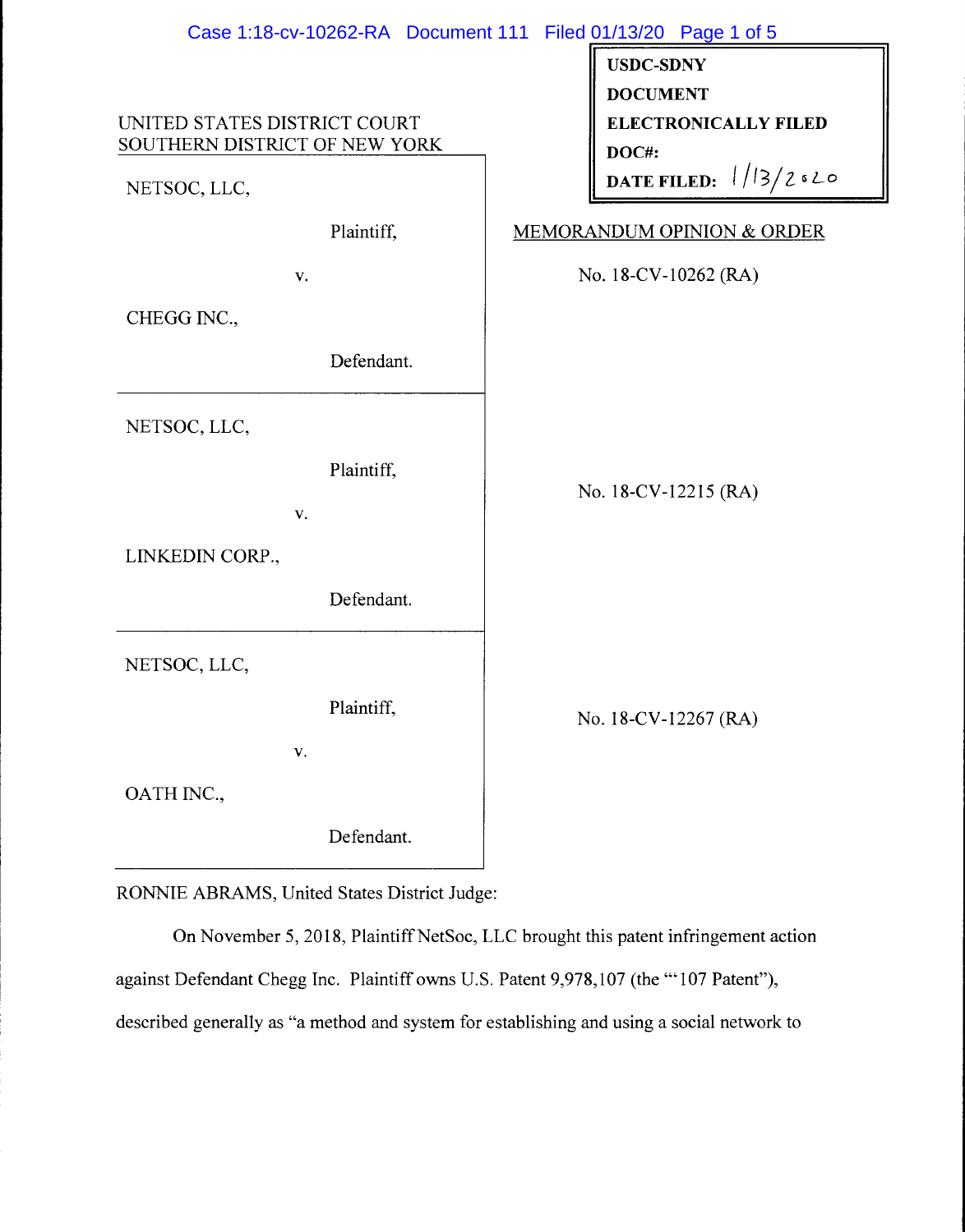UNITED STATES DISTRICT COURT
SOUTHERN DISTRICT OF NEW YORK

USDC-SDNY
DOCUMENT
ELECTRONICALLY FILED
DOC#:
DATE FILED: 1/13/2020

| | |
|---|---|
| NETSOC, LLC,<br><br>Plaintiff,<br><br>v.<br><br>CHEGG INC.,<br><br>Defendant. | MEMORANDUM OPINION & ORDER<br><br>No. 18-CV-10262 (RA) |
| NETSOC, LLC,<br><br>Plaintiff,<br><br>v.<br><br>LINKEDIN CORP.,<br><br>Defendant. | No. 18-CV-12215 (RA) |
| NETSOC, LLC,<br><br>Plaintiff,<br><br>v.<br><br>OATH INC.,<br><br>Defendant. | No. 18-CV-12267 (RA) |

RONNIE ABRAMS, United States District Judge:

On November 5, 2018, Plaintiff NetSoc, LLC brought this patent infringement action against Defendant Chegg Inc. Plaintiff owns U.S. Patent 9,978,107 (the "'107 Patent"), described generally as "a method and system for establishing and using a social network to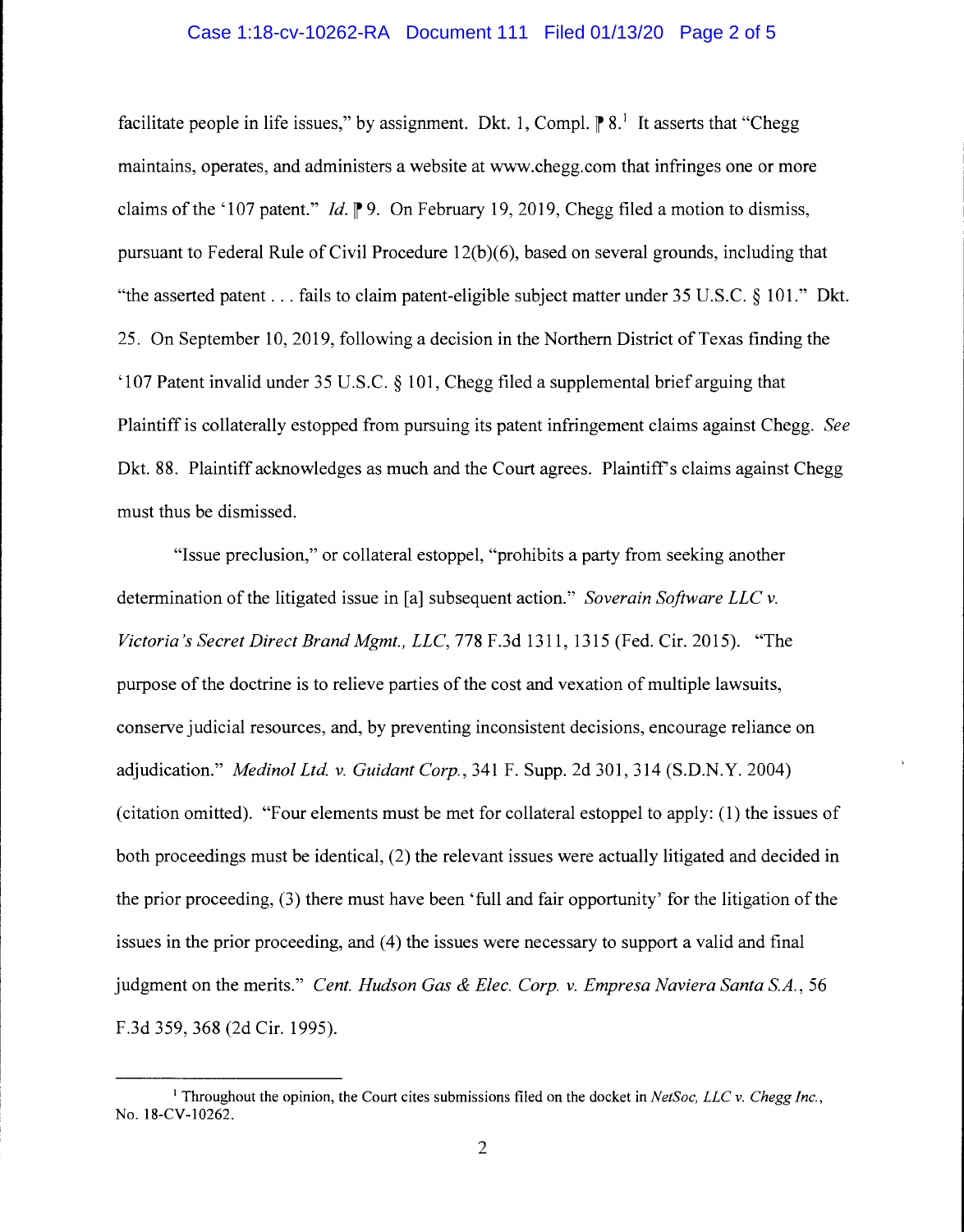facilitate people in life issues," by assignment. Dkt. 1, Compl. ⁋ 8.[1] It asserts that "Chegg maintains, operates, and administers a website at www.chegg.com that infringes one or more claims of the '107 patent." *Id.* ⁋ 9. On February 19, 2019, Chegg filed a motion to dismiss, pursuant to Federal Rule of Civil Procedure 12(b)(6), based on several grounds, including that "the asserted patent . . . fails to claim patent-eligible subject matter under 35 U.S.C. § 101." Dkt. 25. On September 10, 2019, following a decision in the Northern District of Texas finding the '107 Patent invalid under 35 U.S.C. § 101, Chegg filed a supplemental brief arguing that Plaintiff is collaterally estopped from pursuing its patent infringement claims against Chegg. *See* Dkt. 88. Plaintiff acknowledges as much and the Court agrees. Plaintiff's claims against Chegg must thus be dismissed.

"Issue preclusion," or collateral estoppel, "prohibits a party from seeking another determination of the litigated issue in [a] subsequent action." *Soverain Software LLC v. Victoria's Secret Direct Brand Mgmt., LLC*, 778 F.3d 1311, 1315 (Fed. Cir. 2015). "The purpose of the doctrine is to relieve parties of the cost and vexation of multiple lawsuits, conserve judicial resources, and, by preventing inconsistent decisions, encourage reliance on adjudication." *Medinol Ltd. v. Guidant Corp.*, 341 F. Supp. 2d 301, 314 (S.D.N.Y. 2004) (citation omitted). "Four elements must be met for collateral estoppel to apply: (1) the issues of both proceedings must be identical, (2) the relevant issues were actually litigated and decided in the prior proceeding, (3) there must have been 'full and fair opportunity' for the litigation of the issues in the prior proceeding, and (4) the issues were necessary to support a valid and final judgment on the merits." *Cent. Hudson Gas & Elec. Corp. v. Empresa Naviera Santa S.A.*, 56 F.3d 359, 368 (2d Cir. 1995).

---

[1] Throughout the opinion, the Court cites submissions filed on the docket in *NetSoc, LLC v. Chegg Inc.*, No. 18-CV-10262.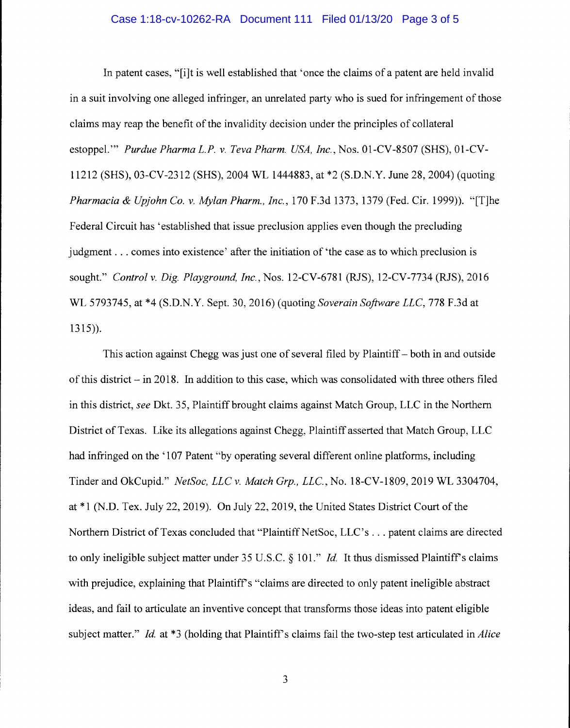In patent cases, "[i]t is well established that 'once the claims of a patent are held invalid in a suit involving one alleged infringer, an unrelated party who is sued for infringement of those claims may reap the benefit of the invalidity decision under the principles of collateral estoppel.'" *Purdue Pharma L.P. v. Teva Pharm. USA, Inc.*, Nos. 01-CV-8507 (SHS), 01-CV-11212 (SHS), 03-CV-2312 (SHS), 2004 WL 1444883, at *2 (S.D.N.Y. June 28, 2004) (quoting *Pharmacia & Upjohn Co. v. Mylan Pharm., Inc.*, 170 F.3d 1373, 1379 (Fed. Cir. 1999)). "[T]he Federal Circuit has 'established that issue preclusion applies even though the precluding judgment . . . comes into existence' after the initiation of 'the case as to which preclusion is sought." *Control v. Dig. Playground, Inc.*, Nos. 12-CV-6781 (RJS), 12-CV-7734 (RJS), 2016 WL 5793745, at *4 (S.D.N.Y. Sept. 30, 2016) (quoting *Soverain Software LLC*, 778 F.3d at 1315)).

This action against Chegg was just one of several filed by Plaintiff – both in and outside of this district – in 2018. In addition to this case, which was consolidated with three others filed in this district, *see* Dkt. 35, Plaintiff brought claims against Match Group, LLC in the Northern District of Texas. Like its allegations against Chegg, Plaintiff asserted that Match Group, LLC had infringed on the '107 Patent "by operating several different online platforms, including Tinder and OkCupid." *NetSoc, LLC v. Match Grp., LLC.*, No. 18-CV-1809, 2019 WL 3304704, at *1 (N.D. Tex. July 22, 2019). On July 22, 2019, the United States District Court of the Northern District of Texas concluded that "Plaintiff NetSoc, LLC's . . . patent claims are directed to only ineligible subject matter under 35 U.S.C. § 101." *Id.* It thus dismissed Plaintiff's claims with prejudice, explaining that Plaintiff's "claims are directed to only patent ineligible abstract ideas, and fail to articulate an inventive concept that transforms those ideas into patent eligible subject matter." *Id.* at *3 (holding that Plaintiff's claims fail the two-step test articulated in *Alice*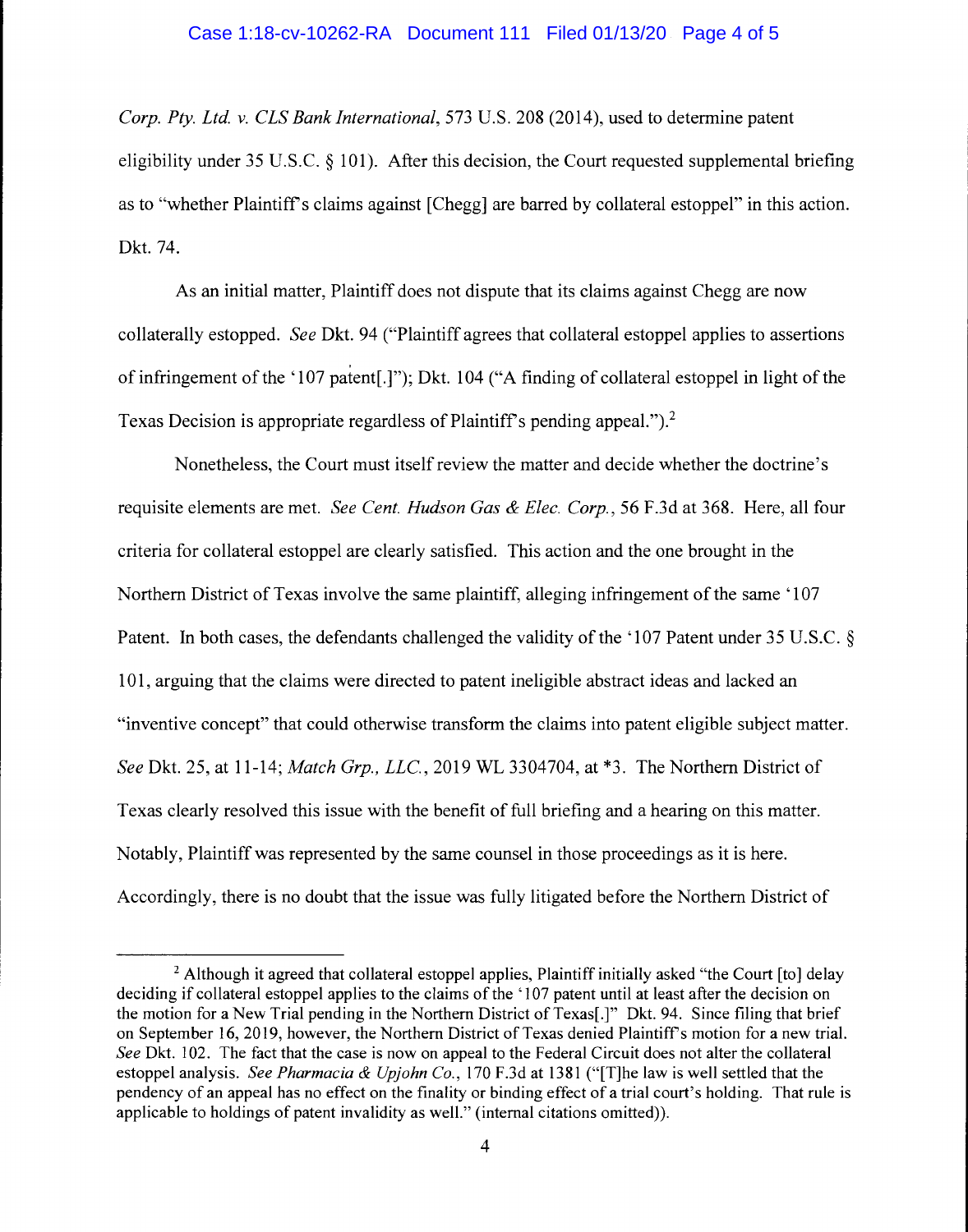*Corp. Pty. Ltd. v. CLS Bank International*, 573 U.S. 208 (2014), used to determine patent eligibility under 35 U.S.C. § 101). After this decision, the Court requested supplemental briefing as to "whether Plaintiff's claims against [Chegg] are barred by collateral estoppel" in this action. Dkt. 74.

As an initial matter, Plaintiff does not dispute that its claims against Chegg are now collaterally estopped. *See* Dkt. 94 ("Plaintiff agrees that collateral estoppel applies to assertions of infringement of the '107 patent[.]"); Dkt. 104 ("A finding of collateral estoppel in light of the Texas Decision is appropriate regardless of Plaintiff's pending appeal.").[2]

Nonetheless, the Court must itself review the matter and decide whether the doctrine's requisite elements are met. *See Cent. Hudson Gas & Elec. Corp.*, 56 F.3d at 368. Here, all four criteria for collateral estoppel are clearly satisfied. This action and the one brought in the Northern District of Texas involve the same plaintiff, alleging infringement of the same '107 Patent. In both cases, the defendants challenged the validity of the '107 Patent under 35 U.S.C. § 101, arguing that the claims were directed to patent ineligible abstract ideas and lacked an "inventive concept" that could otherwise transform the claims into patent eligible subject matter. *See* Dkt. 25, at 11-14; *Match Grp., LLC.*, 2019 WL 3304704, at *3. The Northern District of Texas clearly resolved this issue with the benefit of full briefing and a hearing on this matter. Notably, Plaintiff was represented by the same counsel in those proceedings as it is here. Accordingly, there is no doubt that the issue was fully litigated before the Northern District of

[2] Although it agreed that collateral estoppel applies, Plaintiff initially asked "the Court [to] delay deciding if collateral estoppel applies to the claims of the '107 patent until at least after the decision on the motion for a New Trial pending in the Northern District of Texas[.]" Dkt. 94. Since filing that brief on September 16, 2019, however, the Northern District of Texas denied Plaintiff's motion for a new trial. *See* Dkt. 102. The fact that the case is now on appeal to the Federal Circuit does not alter the collateral estoppel analysis. *See Pharmacia & Upjohn Co.*, 170 F.3d at 1381 ("[T]he law is well settled that the pendency of an appeal has no effect on the finality or binding effect of a trial court's holding. That rule is applicable to holdings of patent invalidity as well." (internal citations omitted)).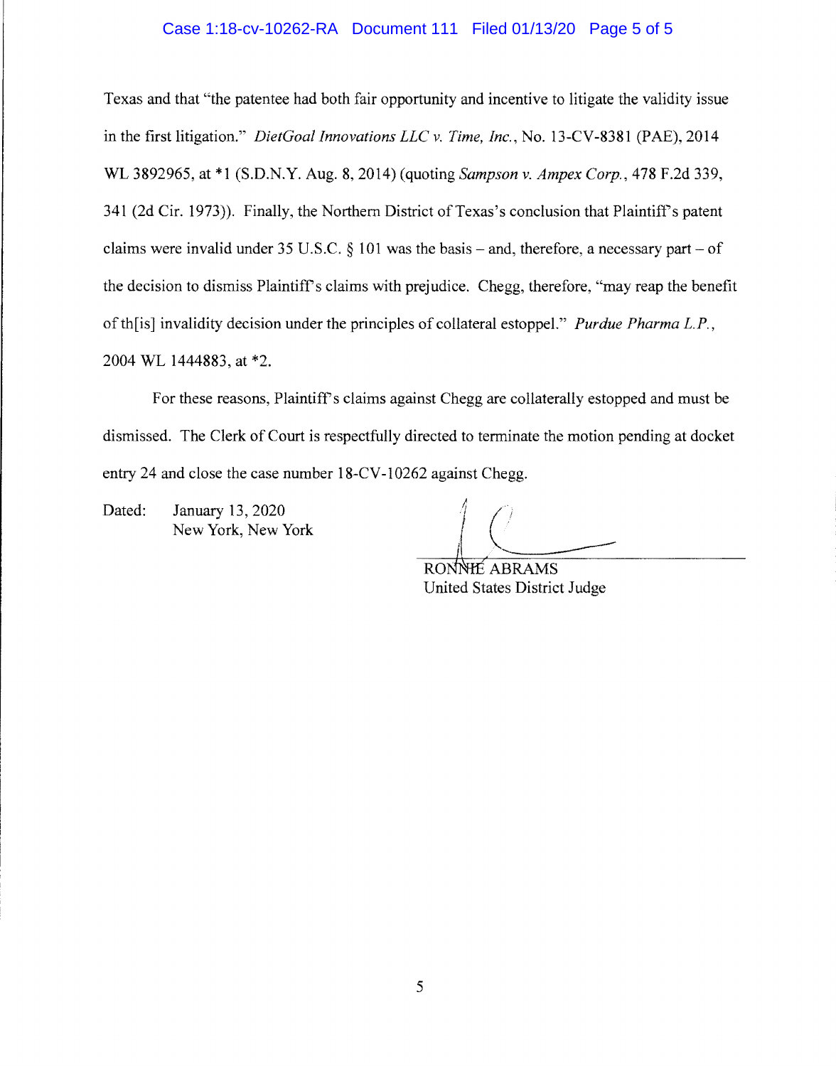Texas and that "the patentee had both fair opportunity and incentive to litigate the validity issue in the first litigation." *DietGoal Innovations LLC v. Time, Inc.*, No. 13-CV-8381 (PAE), 2014 WL 3892965, at *1 (S.D.N.Y. Aug. 8, 2014) (quoting *Sampson v. Ampex Corp.*, 478 F.2d 339, 341 (2d Cir. 1973)). Finally, the Northern District of Texas's conclusion that Plaintiff's patent claims were invalid under 35 U.S.C. § 101 was the basis – and, therefore, a necessary part – of the decision to dismiss Plaintiff's claims with prejudice. Chegg, therefore, "may reap the benefit of th[is] invalidity decision under the principles of collateral estoppel." *Purdue Pharma L.P.*, 2004 WL 1444883, at *2.

For these reasons, Plaintiff's claims against Chegg are collaterally estopped and must be dismissed. The Clerk of Court is respectfully directed to terminate the motion pending at docket entry 24 and close the case number 18-CV-10262 against Chegg.

Dated: January 13, 2020
New York, New York

RONNIE ABRAMS
United States District Judge